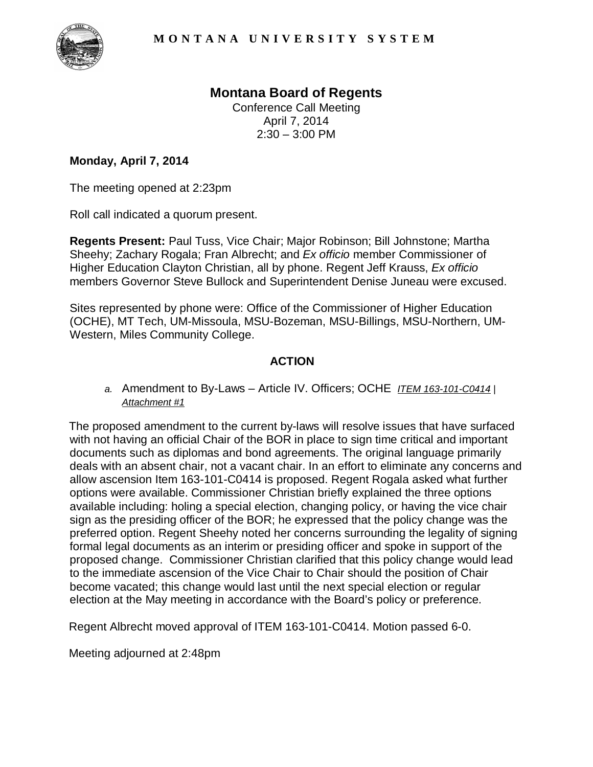**MONTANA UNIVERSITY SYSTEM**

# Montana Board of Regents

Conference Call Meeting
April 7, 2014
2:30 – 3:00 PM

**Monday, April 7, 2014**

The meeting opened at 2:23pm

Roll call indicated a quorum present.

**Regents Present:** Paul Tuss, Vice Chair; Major Robinson; Bill Johnstone; Martha Sheehy; Zachary Rogala; Fran Albrecht; and *Ex officio* member Commissioner of Higher Education Clayton Christian, all by phone. Regent Jeff Krauss, *Ex officio* members Governor Steve Bullock and Superintendent Denise Juneau were excused.

Sites represented by phone were: Office of the Commissioner of Higher Education (OCHE), MT Tech, UM-Missoula, MSU-Bozeman, MSU-Billings, MSU-Northern, UM-Western, Miles Community College.

## ACTION

*a.* Amendment to By-Laws – Article IV. Officers; OCHE *ITEM 163-101-C0414* | *Attachment #1*

The proposed amendment to the current by-laws will resolve issues that have surfaced with not having an official Chair of the BOR in place to sign time critical and important documents such as diplomas and bond agreements. The original language primarily deals with an absent chair, not a vacant chair. In an effort to eliminate any concerns and allow ascension Item 163-101-C0414 is proposed. Regent Rogala asked what further options were available. Commissioner Christian briefly explained the three options available including: holing a special election, changing policy, or having the vice chair sign as the presiding officer of the BOR; he expressed that the policy change was the preferred option. Regent Sheehy noted her concerns surrounding the legality of signing formal legal documents as an interim or presiding officer and spoke in support of the proposed change. Commissioner Christian clarified that this policy change would lead to the immediate ascension of the Vice Chair to Chair should the position of Chair become vacated; this change would last until the next special election or regular election at the May meeting in accordance with the Board's policy or preference.

Regent Albrecht moved approval of ITEM 163-101-C0414. Motion passed 6-0.

Meeting adjourned at 2:48pm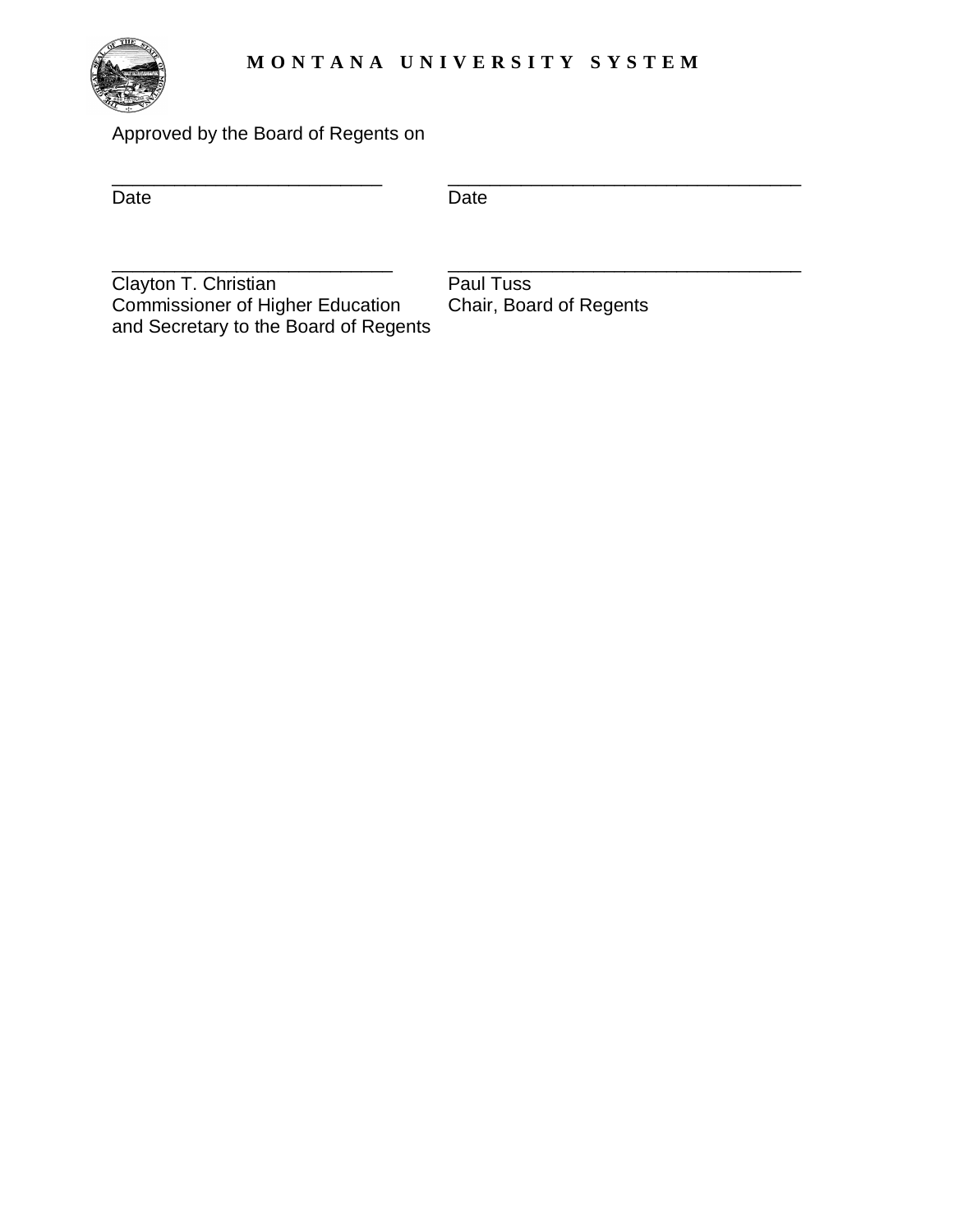Approved by the Board of Regents on

| | |
|---|---|
| ___________________________ | ___________________________________ |
| Date | Date |
| | |
| ____________________________ | ___________________________________ |
| Clayton T. Christian | Paul Tuss |
| Commissioner of Higher Education | Chair, Board of Regents |
| and Secretary to the Board of Regents | |